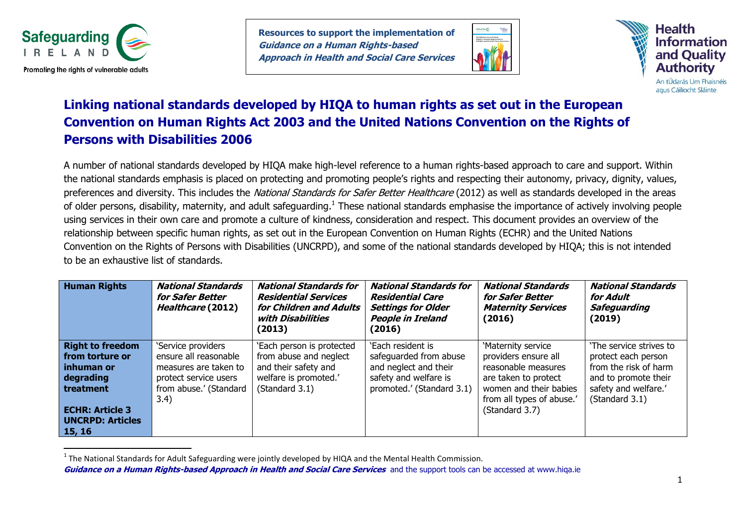Safeguarding IRELAND — Promoting the rights of vulnerable adults

**Resources to support the implementation of *Guidance on a Human Rights-based Approach in Health and Social Care Services***

Health Information and Quality Authority — An tÚdarás Um Fhaisnéis agus Cáilíocht Sláinte

# Linking national standards developed by HIQA to human rights as set out in the European Convention on Human Rights Act 2003 and the United Nations Convention on the Rights of Persons with Disabilities 2006

A number of national standards developed by HIQA make high-level reference to a human rights-based approach to care and support. Within the national standards emphasis is placed on protecting and promoting people's rights and respecting their autonomy, privacy, dignity, values, preferences and diversity. This includes the *National Standards for Safer Better Healthcare* (2012) as well as standards developed in the areas of older persons, disability, maternity, and adult safeguarding.[1] These national standards emphasise the importance of actively involving people using services in their own care and promote a culture of kindness, consideration and respect. This document provides an overview of the relationship between specific human rights, as set out in the European Convention on Human Rights (ECHR) and the United Nations Convention on the Rights of Persons with Disabilities (UNCRPD), and some of the national standards developed by HIQA; this is not intended to be an exhaustive list of standards.

| Human Rights | *National Standards for Safer Better Healthcare* (2012) | *National Standards for Residential Services for Children and Adults with Disabilities* (2013) | *National Standards for Residential Care Settings for Older People in Ireland* (2016) | *National Standards for Safer Better Maternity Services* (2016) | *National Standards for Adult Safeguarding* (2019) |
|---|---|---|---|---|---|
| **Right to freedom from torture or inhuman or degrading treatment**<br><br>**ECHR: Article 3**<br>**UNCRPD: Articles 15, 16** | 'Service providers ensure all reasonable measures are taken to protect service users from abuse.' (Standard 3.4) | 'Each person is protected from abuse and neglect and their safety and welfare is promoted.' (Standard 3.1) | 'Each resident is safeguarded from abuse and neglect and their safety and welfare is promoted.' (Standard 3.1) | 'Maternity service providers ensure all reasonable measures are taken to protect women and their babies from all types of abuse.' (Standard 3.7) | 'The service strives to protect each person from the risk of harm and to promote their safety and welfare.' (Standard 3.1) |

[1] The National Standards for Adult Safeguarding were jointly developed by HIQA and the Mental Health Commission.

***Guidance on a Human Rights-based Approach in Health and Social Care Services*** and the support tools can be accessed at www.hiqa.ie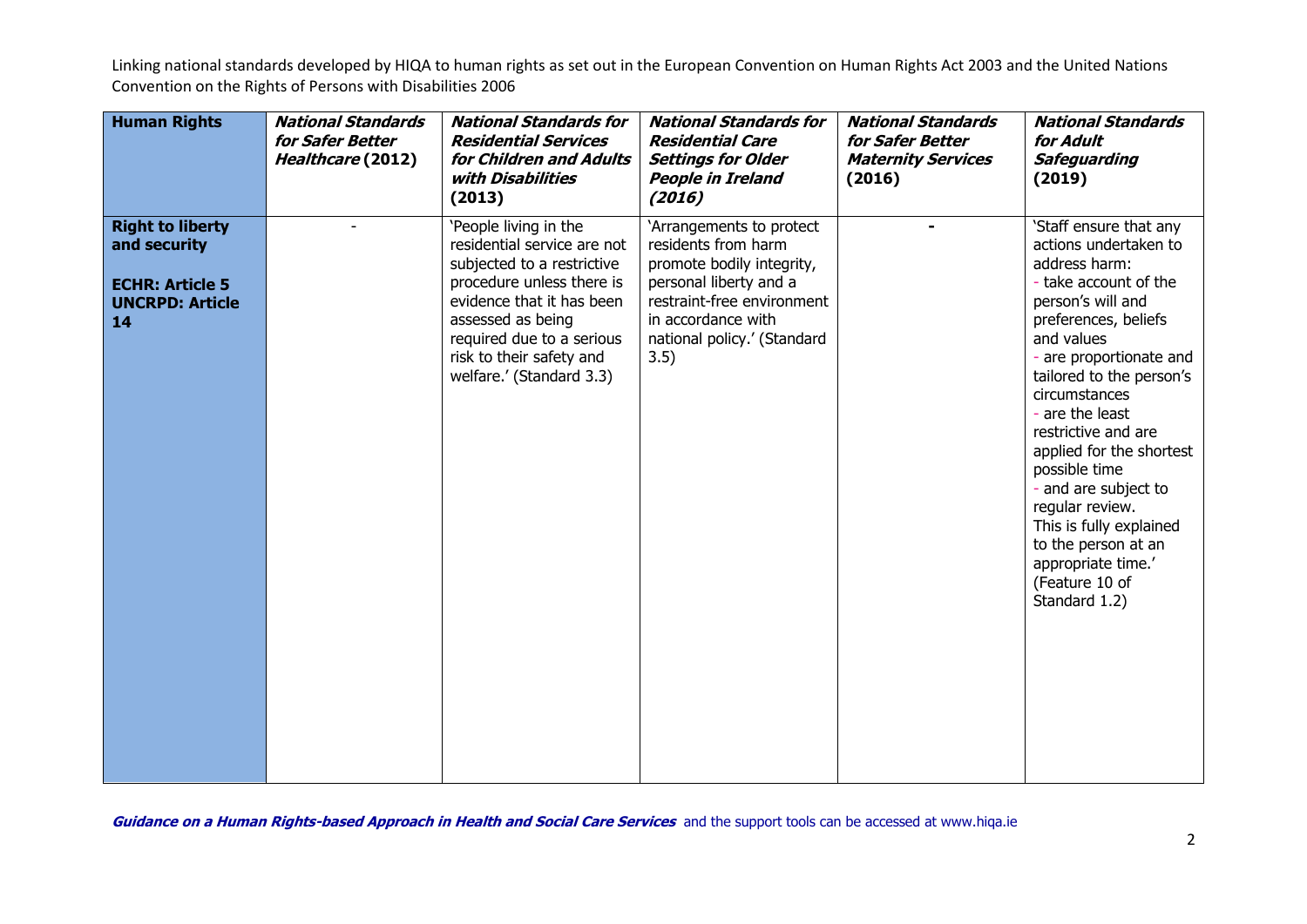| **Human Rights** | ***National Standards for Safer Better Healthcare* (2012)** | ***National Standards for Residential Services for Children and Adults with Disabilities* (2013)** | ***National Standards for Residential Care Settings for Older People in Ireland (2016)*** | ***National Standards for Safer Better Maternity Services* (2016)** | ***National Standards for Adult Safeguarding* (2019)** |
|---|---|---|---|---|---|
| **Right to liberty and security**<br><br>**ECHR: Article 5**<br>**UNCRPD: Article 14** | - | 'People living in the residential service are not subjected to a restrictive procedure unless there is evidence that it has been assessed as being required due to a serious risk to their safety and welfare.' (Standard 3.3) | 'Arrangements to protect residents from harm promote bodily integrity, personal liberty and a restraint-free environment in accordance with national policy.' (Standard 3.5) | - | 'Staff ensure that any actions undertaken to address harm:<br>- take account of the person's will and preferences, beliefs and values<br>- are proportionate and tailored to the person's circumstances<br>- are the least restrictive and are applied for the shortest possible time<br>- and are subject to regular review.<br>This is fully explained to the person at an appropriate time.' (Feature 10 of Standard 1.2) |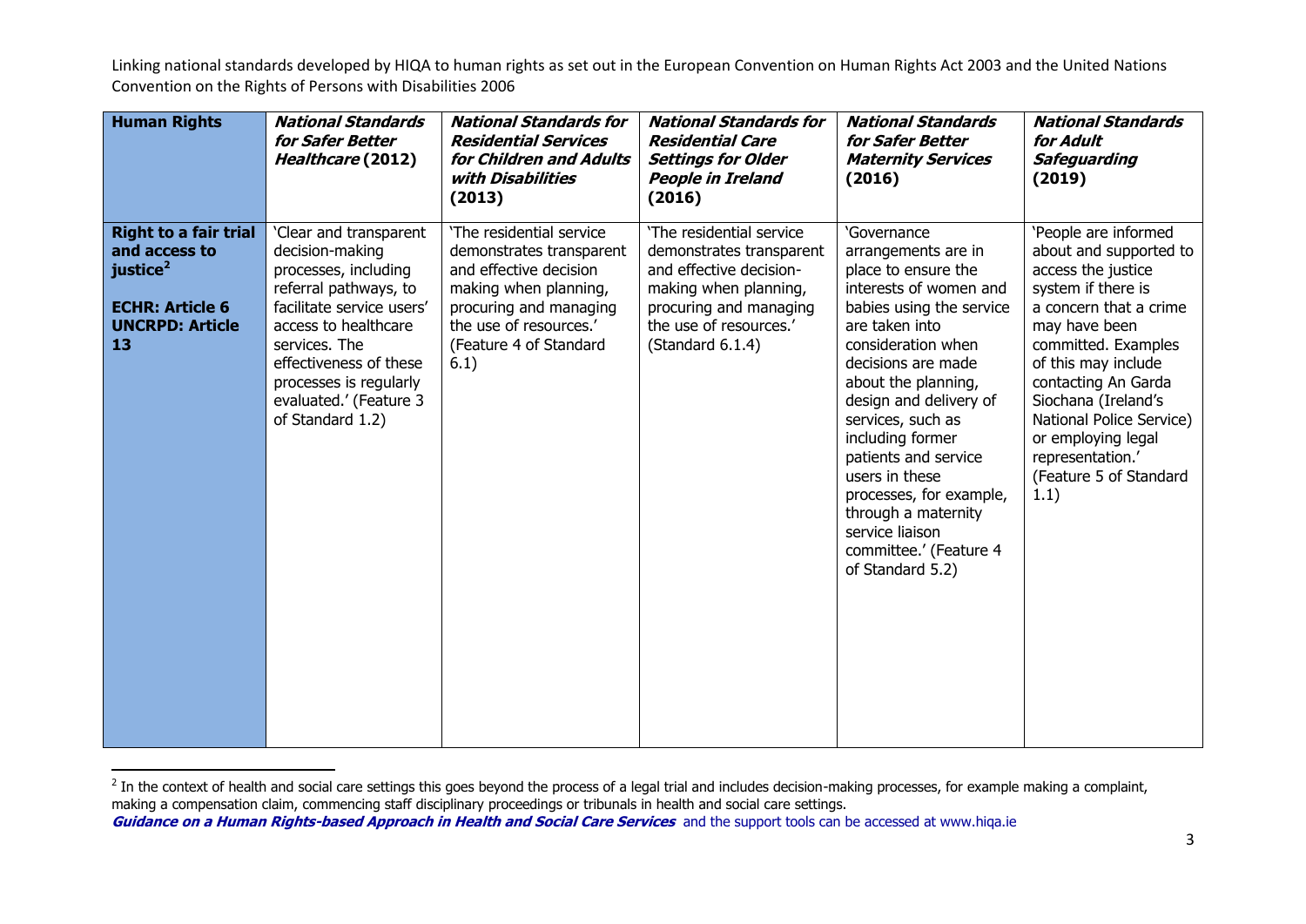| **Human Rights** | ***National Standards for Safer Better Healthcare* (2012)** | ***National Standards for Residential Services for Children and Adults with Disabilities* (2013)** | ***National Standards for Residential Care Settings for Older People in Ireland* (2016)** | ***National Standards for Safer Better Maternity Services* (2016)** | ***National Standards for Adult Safeguarding* (2019)** |
|---|---|---|---|---|---|
| **Right to a fair trial and access to justice[2]**<br><br>**ECHR: Article 6**<br>**UNCRPD: Article 13** | 'Clear and transparent decision-making processes, including referral pathways, to facilitate service users' access to healthcare services. The effectiveness of these processes is regularly evaluated.' (Feature 3 of Standard 1.2) | 'The residential service demonstrates transparent and effective decision making when planning, procuring and managing the use of resources.' (Feature 4 of Standard 6.1) | 'The residential service demonstrates transparent and effective decision-making when planning, procuring and managing the use of resources.' (Standard 6.1.4) | 'Governance arrangements are in place to ensure the interests of women and babies using the service are taken into consideration when decisions are made about the planning, design and delivery of services, such as including former patients and service users in these processes, for example, through a maternity service liaison committee.' (Feature 4 of Standard 5.2) | 'People are informed about and supported to access the justice system if there is a concern that a crime may have been committed. Examples of this may include contacting An Garda Siochana (Ireland's National Police Service) or employing legal representation.' (Feature 5 of Standard 1.1) |

[2] In the context of health and social care settings this goes beyond the process of a legal trial and includes decision-making processes, for example making a complaint, making a compensation claim, commencing staff disciplinary proceedings or tribunals in health and social care settings.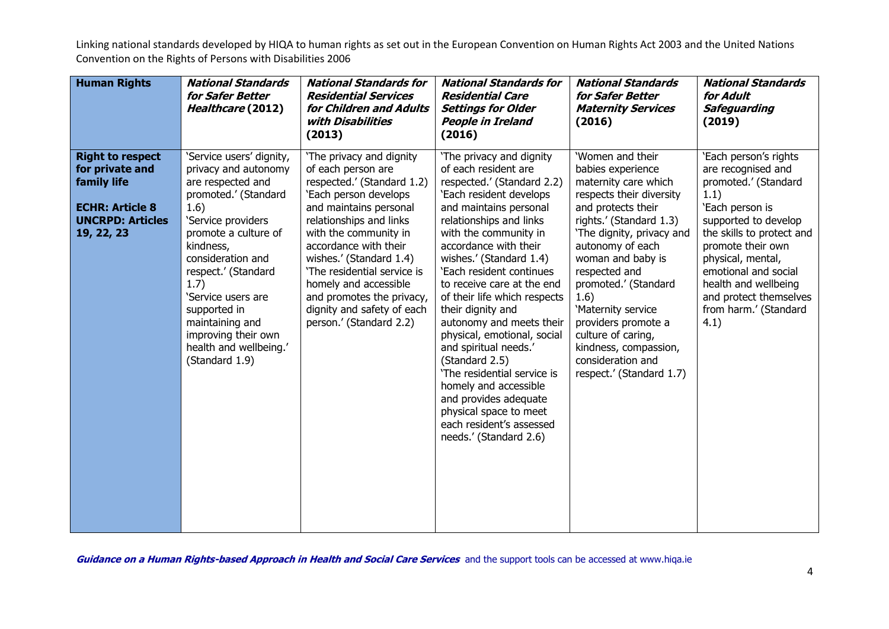Linking national standards developed by HIQA to human rights as set out in the European Convention on Human Rights Act 2003 and the United Nations Convention on the Rights of Persons with Disabilities 2006

| **Human Rights** | ***National Standards for Safer Better Healthcare* (2012)** | ***National Standards for Residential Services for Children and Adults with Disabilities* (2013)** | ***National Standards for Residential Care Settings for Older People in Ireland* (2016)** | ***National Standards for Safer Better Maternity Services* (2016)** | ***National Standards for Adult Safeguarding* (2019)** |
| --- | --- | --- | --- | --- | --- |
| **Right to respect for private and family life**<br><br>**ECHR: Article 8**<br>**UNCRPD: Articles 19, 22, 23** | 'Service users' dignity, privacy and autonomy are respected and promoted.' (Standard 1.6)<br>'Service providers promote a culture of kindness, consideration and respect.' (Standard 1.7)<br>'Service users are supported in maintaining and improving their own health and wellbeing.' (Standard 1.9) | 'The privacy and dignity of each person are respected.' (Standard 1.2)<br>'Each person develops and maintains personal relationships and links with the community in accordance with their wishes.' (Standard 1.4)<br>'The residential service is homely and accessible and promotes the privacy, dignity and safety of each person.' (Standard 2.2) | 'The privacy and dignity of each resident are respected.' (Standard 2.2)<br>'Each resident develops and maintains personal relationships and links with the community in accordance with their wishes.' (Standard 1.4)<br>'Each resident continues to receive care at the end of their life which respects their dignity and autonomy and meets their physical, emotional, social and spiritual needs.' (Standard 2.5)<br>'The residential service is homely and accessible and provides adequate physical space to meet each resident's assessed needs.' (Standard 2.6) | 'Women and their babies experience maternity care which respects their diversity and protects their rights.' (Standard 1.3)<br>'The dignity, privacy and autonomy of each woman and baby is respected and promoted.' (Standard 1.6)<br>'Maternity service providers promote a culture of caring, kindness, compassion, consideration and respect.' (Standard 1.7) | 'Each person's rights are recognised and promoted.' (Standard 1.1)<br>'Each person is supported to develop the skills to protect and promote their own physical, mental, emotional and social health and wellbeing and protect themselves from harm.' (Standard 4.1) |

***Guidance on a Human Rights-based Approach in Health and Social Care Services*** and the support tools can be accessed at www.hiqa.ie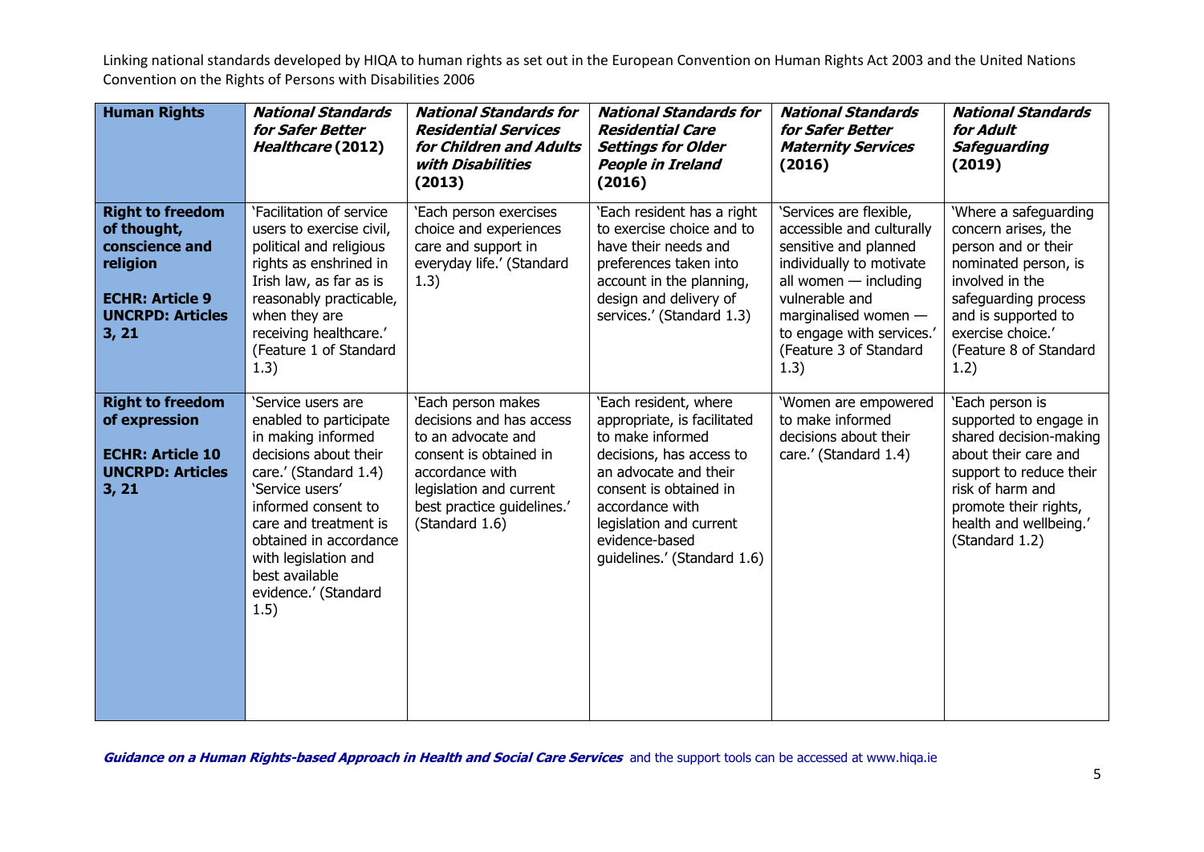Linking national standards developed by HIQA to human rights as set out in the European Convention on Human Rights Act 2003 and the United Nations Convention on the Rights of Persons with Disabilities 2006

| **Human Rights** | ***National Standards for Safer Better Healthcare* (2012)** | ***National Standards for Residential Services for Children and Adults with Disabilities* (2013)** | ***National Standards for Residential Care Settings for Older People in Ireland* (2016)** | ***National Standards for Safer Better Maternity Services* (2016)** | ***National Standards for Adult Safeguarding* (2019)** |
|---|---|---|---|---|---|
| **Right to freedom of thought, conscience and religion**<br><br>**ECHR: Article 9**<br>**UNCRPD: Articles 3, 21** | 'Facilitation of service users to exercise civil, political and religious rights as enshrined in Irish law, as far as is reasonably practicable, when they are receiving healthcare.' (Feature 1 of Standard 1.3) | 'Each person exercises choice and experiences care and support in everyday life.' (Standard 1.3) | 'Each resident has a right to exercise choice and to have their needs and preferences taken into account in the planning, design and delivery of services.' (Standard 1.3) | 'Services are flexible, accessible and culturally sensitive and planned individually to motivate all women — including vulnerable and marginalised women — to engage with services.' (Feature 3 of Standard 1.3) | 'Where a safeguarding concern arises, the person and or their nominated person, is involved in the safeguarding process and is supported to exercise choice.' (Feature 8 of Standard 1.2) |
| **Right to freedom of expression**<br><br>**ECHR: Article 10**<br>**UNCRPD: Articles 3, 21** | 'Service users are enabled to participate in making informed decisions about their care.' (Standard 1.4)<br>'Service users' informed consent to care and treatment is obtained in accordance with legislation and best available evidence.' (Standard 1.5) | 'Each person makes decisions and has access to an advocate and consent is obtained in accordance with legislation and current best practice guidelines.' (Standard 1.6) | 'Each resident, where appropriate, is facilitated to make informed decisions, has access to an advocate and their consent is obtained in accordance with legislation and current evidence-based guidelines.' (Standard 1.6) | 'Women are empowered to make informed decisions about their care.' (Standard 1.4) | 'Each person is supported to engage in shared decision-making about their care and support to reduce their risk of harm and promote their rights, health and wellbeing.' (Standard 1.2) |

***Guidance on a Human Rights-based Approach in Health and Social Care Services*** and the support tools can be accessed at www.hiqa.ie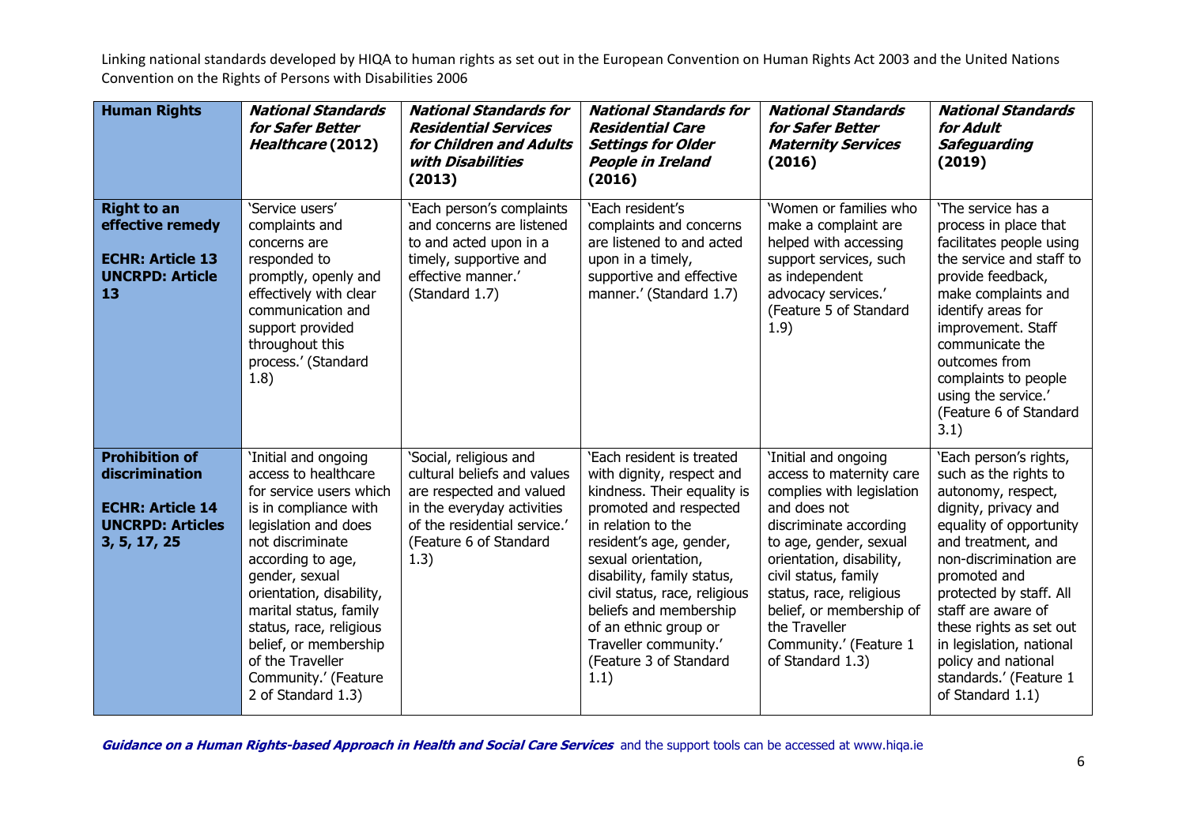Linking national standards developed by HIQA to human rights as set out in the European Convention on Human Rights Act 2003 and the United Nations Convention on the Rights of Persons with Disabilities 2006

| **Human Rights** | ***National Standards for Safer Better Healthcare* (2012)** | ***National Standards for Residential Services for Children and Adults with Disabilities* (2013)** | ***National Standards for Residential Care Settings for Older People in Ireland* (2016)** | ***National Standards for Safer Better Maternity Services* (2016)** | ***National Standards for Adult Safeguarding* (2019)** |
|---|---|---|---|---|---|
| **Right to an effective remedy**<br><br>**ECHR: Article 13**<br>**UNCRPD: Article 13** | 'Service users' complaints and concerns are responded to promptly, openly and effectively with clear communication and support provided throughout this process.' (Standard 1.8) | 'Each person's complaints and concerns are listened to and acted upon in a timely, supportive and effective manner.' (Standard 1.7) | 'Each resident's complaints and concerns are listened to and acted upon in a timely, supportive and effective manner.' (Standard 1.7) | 'Women or families who make a complaint are helped with accessing support services, such as independent advocacy services.' (Feature 5 of Standard 1.9) | 'The service has a process in place that facilitates people using the service and staff to provide feedback, make complaints and identify areas for improvement. Staff communicate the outcomes from complaints to people using the service.' (Feature 6 of Standard 3.1) |
| **Prohibition of discrimination**<br><br>**ECHR: Article 14**<br>**UNCRPD: Articles 3, 5, 17, 25** | 'Initial and ongoing access to healthcare for service users which is in compliance with legislation and does not discriminate according to age, gender, sexual orientation, disability, marital status, family status, race, religious belief, or membership of the Traveller Community.' (Feature 2 of Standard 1.3) | 'Social, religious and cultural beliefs and values are respected and valued in the everyday activities of the residential service.' (Feature 6 of Standard 1.3) | 'Each resident is treated with dignity, respect and kindness. Their equality is promoted and respected in relation to the resident's age, gender, sexual orientation, disability, family status, civil status, race, religious beliefs and membership of an ethnic group or Traveller community.' (Feature 3 of Standard 1.1) | 'Initial and ongoing access to maternity care complies with legislation and does not discriminate according to age, gender, sexual orientation, disability, civil status, family status, race, religious belief, or membership of the Traveller Community.' (Feature 1 of Standard 1.3) | 'Each person's rights, such as the rights to autonomy, respect, dignity, privacy and equality of opportunity and treatment, and non-discrimination are promoted and protected by staff. All staff are aware of these rights as set out in legislation, national policy and national standards.' (Feature 1 of Standard 1.1) |

***Guidance on a Human Rights-based Approach in Health and Social Care Services*** and the support tools can be accessed at www.hiqa.ie